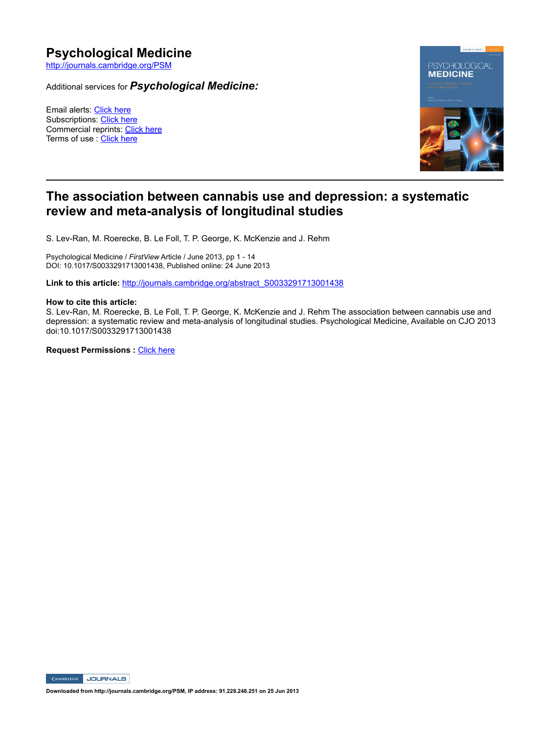# Psychological Medicine

http://journals.cambridge.org/PSM

Additional services for ***Psychological Medicine:***

Email alerts: Click here
Subscriptions: Click here
Commercial reprints: Click here
Terms of use : Click here

---

## The association between cannabis use and depression: a systematic review and meta-analysis of longitudinal studies

S. Lev-Ran, M. Roerecke, B. Le Foll, T. P. George, K. McKenzie and J. Rehm

Psychological Medicine / *FirstView* Article / June 2013, pp 1 - 14
DOI: 10.1017/S0033291713001438, Published online: 24 June 2013

**Link to this article:** http://journals.cambridge.org/abstract_S0033291713001438

**How to cite this article:**
S. Lev-Ran, M. Roerecke, B. Le Foll, T. P. George, K. McKenzie and J. Rehm The association between cannabis use and depression: a systematic review and meta-analysis of longitudinal studies. Psychological Medicine, Available on CJO 2013 doi:10.1017/S0033291713001438

**Request Permissions :** Click here

**Downloaded from http://journals.cambridge.org/PSM, IP address: 91.228.248.251 on 25 Jun 2013**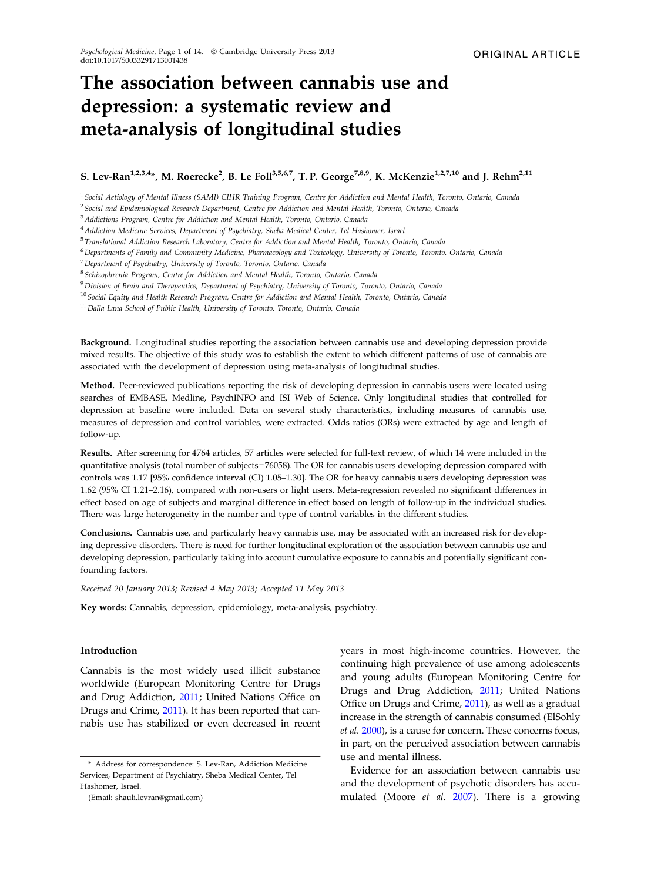# The association between cannabis use and depression: a systematic review and meta-analysis of longitudinal studies

**S. Lev-Ran[1,2,3,4]*, M. Roerecke[2], B. Le Foll[3,5,6,7], T. P. George[7,8,9], K. McKenzie[1,2,7,10] and J. Rehm[2,11]**

[1] *Social Aetiology of Mental Illness (SAMI) CIHR Training Program, Centre for Addiction and Mental Health, Toronto, Ontario, Canada*
[2] *Social and Epidemiological Research Department, Centre for Addiction and Mental Health, Toronto, Ontario, Canada*
[3] *Addictions Program, Centre for Addiction and Mental Health, Toronto, Ontario, Canada*
[4] *Addiction Medicine Services, Department of Psychiatry, Sheba Medical Center, Tel Hashomer, Israel*
[5] *Translational Addiction Research Laboratory, Centre for Addiction and Mental Health, Toronto, Ontario, Canada*
[6] *Departments of Family and Community Medicine, Pharmacology and Toxicology, University of Toronto, Toronto, Ontario, Canada*
[7] *Department of Psychiatry, University of Toronto, Toronto, Ontario, Canada*
[8] *Schizophrenia Program, Centre for Addiction and Mental Health, Toronto, Ontario, Canada*
[9] *Division of Brain and Therapeutics, Department of Psychiatry, University of Toronto, Toronto, Ontario, Canada*
[10] *Social Equity and Health Research Program, Centre for Addiction and Mental Health, Toronto, Ontario, Canada*
[11] *Dalla Lana School of Public Health, University of Toronto, Toronto, Ontario, Canada*

**Background.** Longitudinal studies reporting the association between cannabis use and developing depression provide mixed results. The objective of this study was to establish the extent to which different patterns of use of cannabis are associated with the development of depression using meta-analysis of longitudinal studies.

**Method.** Peer-reviewed publications reporting the risk of developing depression in cannabis users were located using searches of EMBASE, Medline, PsychINFO and ISI Web of Science. Only longitudinal studies that controlled for depression at baseline were included. Data on several study characteristics, including measures of cannabis use, measures of depression and control variables, were extracted. Odds ratios (ORs) were extracted by age and length of follow-up.

**Results.** After screening for 4764 articles, 57 articles were selected for full-text review, of which 14 were included in the quantitative analysis (total number of subjects=76058). The OR for cannabis users developing depression compared with controls was 1.17 [95% confidence interval (CI) 1.05–1.30]. The OR for heavy cannabis users developing depression was 1.62 (95% CI 1.21–2.16), compared with non-users or light users. Meta-regression revealed no significant differences in effect based on age of subjects and marginal difference in effect based on length of follow-up in the individual studies. There was large heterogeneity in the number and type of control variables in the different studies.

**Conclusions.** Cannabis use, and particularly heavy cannabis use, may be associated with an increased risk for developing depressive disorders. There is need for further longitudinal exploration of the association between cannabis use and developing depression, particularly taking into account cumulative exposure to cannabis and potentially significant confounding factors.

*Received 20 January 2013; Revised 4 May 2013; Accepted 11 May 2013*

**Key words:** Cannabis, depression, epidemiology, meta-analysis, psychiatry.

## Introduction

Cannabis is the most widely used illicit substance worldwide (European Monitoring Centre for Drugs and Drug Addiction, 2011; United Nations Office on Drugs and Crime, 2011). It has been reported that cannabis use has stabilized or even decreased in recent years in most high-income countries. However, the continuing high prevalence of use among adolescents and young adults (European Monitoring Centre for Drugs and Drug Addiction, 2011; United Nations Office on Drugs and Crime, 2011), as well as a gradual increase in the strength of cannabis consumed (ElSohly *et al.* 2000), is a cause for concern. These concerns focus, in part, on the perceived association between cannabis use and mental illness.

Evidence for an association between cannabis use and the development of psychotic disorders has accumulated (Moore *et al.* 2007). There is a growing

\* Address for correspondence: S. Lev-Ran, Addiction Medicine Services, Department of Psychiatry, Sheba Medical Center, Tel Hashomer, Israel.

(Email: shauli.levran@gmail.com)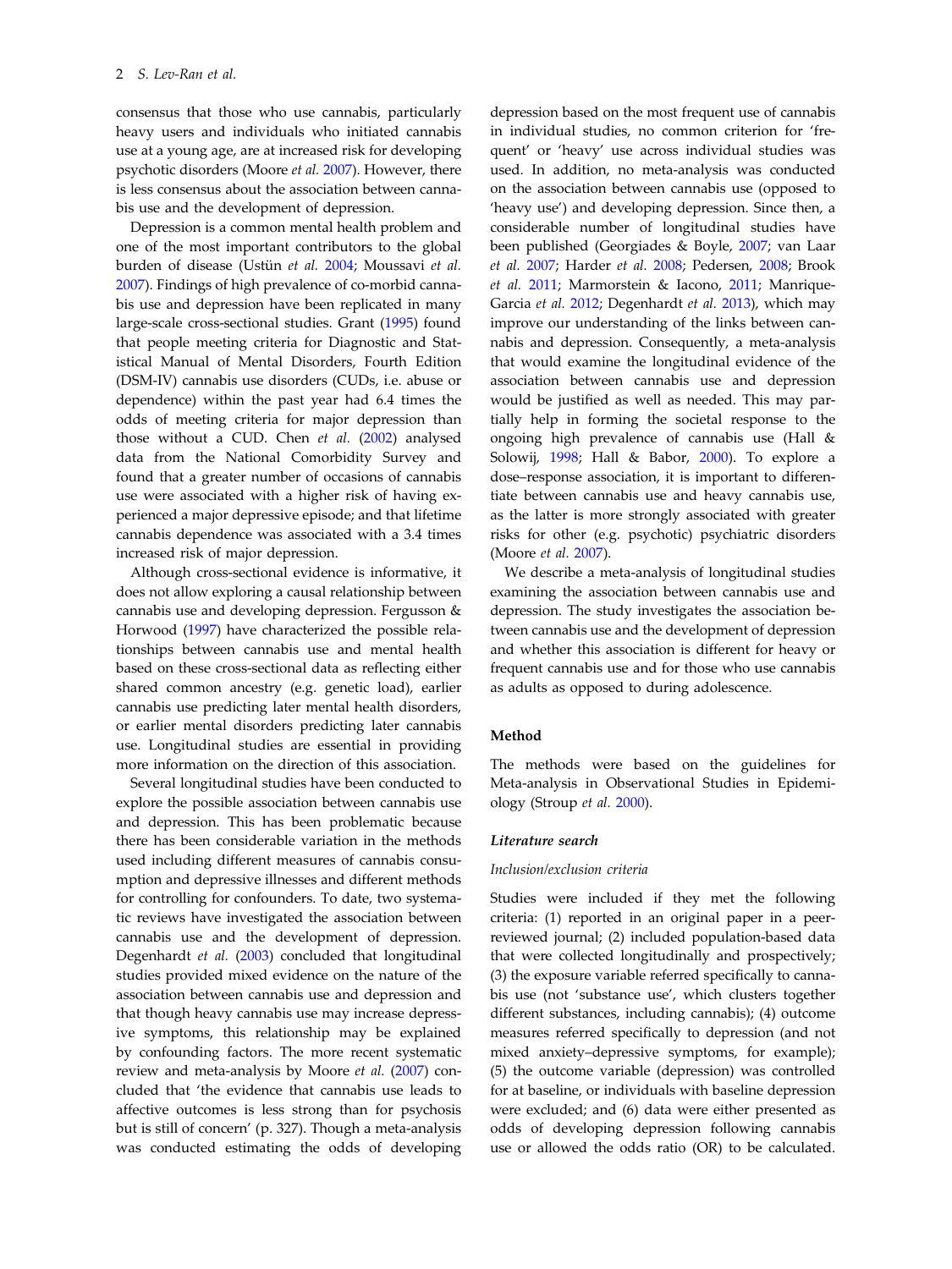consensus that those who use cannabis, particularly heavy users and individuals who initiated cannabis use at a young age, are at increased risk for developing psychotic disorders (Moore *et al.* 2007). However, there is less consensus about the association between cannabis use and the development of depression.

Depression is a common mental health problem and one of the most important contributors to the global burden of disease (Ustün *et al.* 2004; Moussavi *et al.* 2007). Findings of high prevalence of co-morbid cannabis use and depression have been replicated in many large-scale cross-sectional studies. Grant (1995) found that people meeting criteria for Diagnostic and Statistical Manual of Mental Disorders, Fourth Edition (DSM-IV) cannabis use disorders (CUDs, i.e. abuse or dependence) within the past year had 6.4 times the odds of meeting criteria for major depression than those without a CUD. Chen *et al.* (2002) analysed data from the National Comorbidity Survey and found that a greater number of occasions of cannabis use were associated with a higher risk of having experienced a major depressive episode; and that lifetime cannabis dependence was associated with a 3.4 times increased risk of major depression.

Although cross-sectional evidence is informative, it does not allow exploring a causal relationship between cannabis use and developing depression. Fergusson & Horwood (1997) have characterized the possible relationships between cannabis use and mental health based on these cross-sectional data as reflecting either shared common ancestry (e.g. genetic load), earlier cannabis use predicting later mental health disorders, or earlier mental disorders predicting later cannabis use. Longitudinal studies are essential in providing more information on the direction of this association.

Several longitudinal studies have been conducted to explore the possible association between cannabis use and depression. This has been problematic because there has been considerable variation in the methods used including different measures of cannabis consumption and depressive illnesses and different methods for controlling for confounders. To date, two systematic reviews have investigated the association between cannabis use and the development of depression. Degenhardt *et al.* (2003) concluded that longitudinal studies provided mixed evidence on the nature of the association between cannabis use and depression and that though heavy cannabis use may increase depressive symptoms, this relationship may be explained by confounding factors. The more recent systematic review and meta-analysis by Moore *et al.* (2007) concluded that 'the evidence that cannabis use leads to affective outcomes is less strong than for psychosis but is still of concern' (p. 327). Though a meta-analysis was conducted estimating the odds of developing depression based on the most frequent use of cannabis in individual studies, no common criterion for 'frequent' or 'heavy' use across individual studies was used. In addition, no meta-analysis was conducted on the association between cannabis use (opposed to 'heavy use') and developing depression. Since then, a considerable number of longitudinal studies have been published (Georgiades & Boyle, 2007; van Laar *et al.* 2007; Harder *et al.* 2008; Pedersen, 2008; Brook *et al.* 2011; Marmorstein & Iacono, 2011; Manrique-Garcia *et al.* 2012; Degenhardt *et al.* 2013), which may improve our understanding of the links between cannabis and depression. Consequently, a meta-analysis that would examine the longitudinal evidence of the association between cannabis use and depression would be justified as well as needed. This may partially help in forming the societal response to the ongoing high prevalence of cannabis use (Hall & Solowij, 1998; Hall & Babor, 2000). To explore a dose–response association, it is important to differentiate between cannabis use and heavy cannabis use, as the latter is more strongly associated with greater risks for other (e.g. psychotic) psychiatric disorders (Moore *et al.* 2007).

We describe a meta-analysis of longitudinal studies examining the association between cannabis use and depression. The study investigates the association between cannabis use and the development of depression and whether this association is different for heavy or frequent cannabis use and for those who use cannabis as adults as opposed to during adolescence.

## Method

The methods were based on the guidelines for Meta-analysis in Observational Studies in Epidemiology (Stroup *et al.* 2000).

### Literature search

#### *Inclusion/exclusion criteria*

Studies were included if they met the following criteria: (1) reported in an original paper in a peer-reviewed journal; (2) included population-based data that were collected longitudinally and prospectively; (3) the exposure variable referred specifically to cannabis use (not 'substance use', which clusters together different substances, including cannabis); (4) outcome measures referred specifically to depression (and not mixed anxiety–depressive symptoms, for example); (5) the outcome variable (depression) was controlled for at baseline, or individuals with baseline depression were excluded; and (6) data were either presented as odds of developing depression following cannabis use or allowed the odds ratio (OR) to be calculated.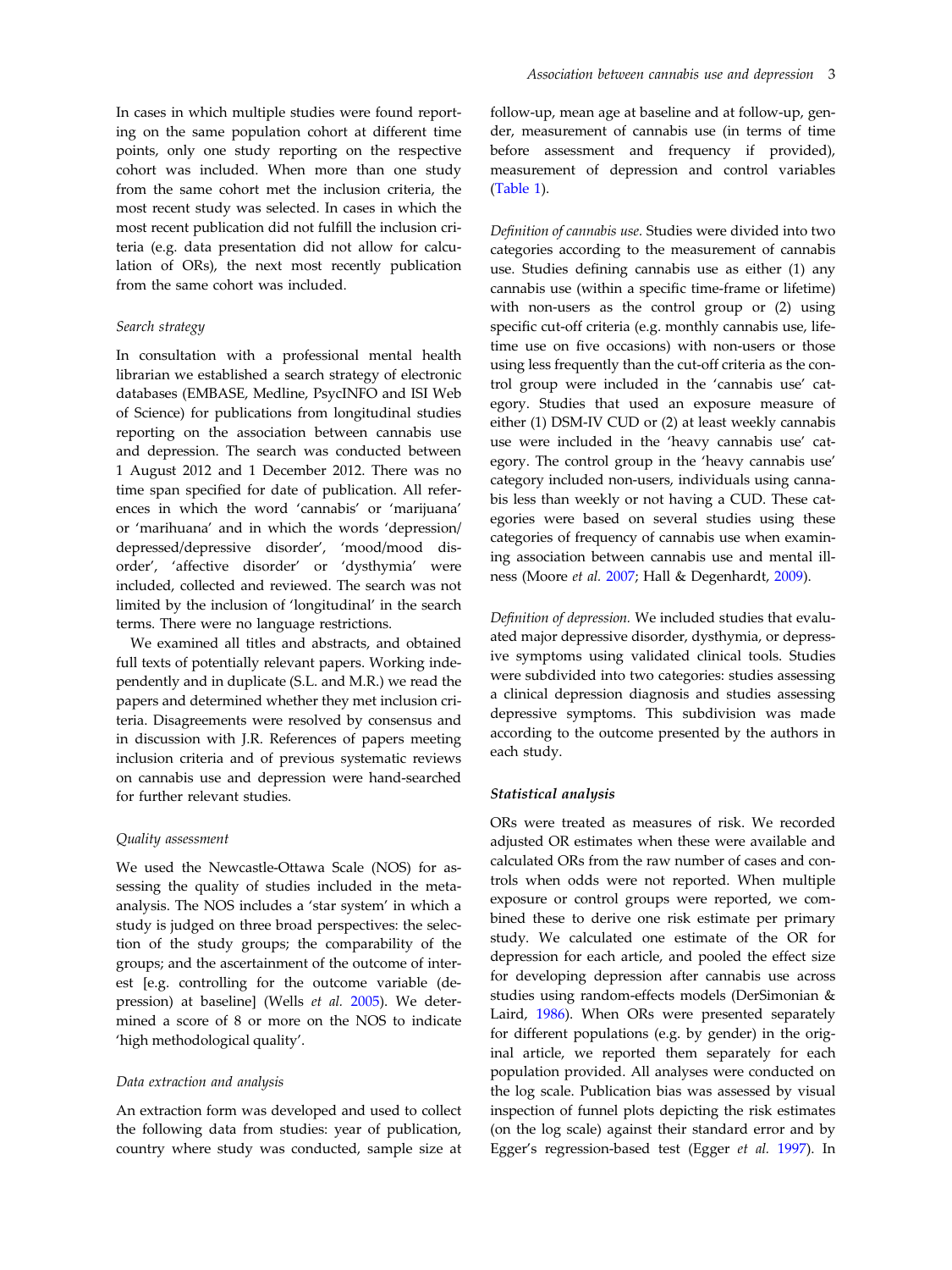In cases in which multiple studies were found reporting on the same population cohort at different time points, only one study reporting on the respective cohort was included. When more than one study from the same cohort met the inclusion criteria, the most recent study was selected. In cases in which the most recent publication did not fulfill the inclusion criteria (e.g. data presentation did not allow for calculation of ORs), the next most recently publication from the same cohort was included.

### *Search strategy*

In consultation with a professional mental health librarian we established a search strategy of electronic databases (EMBASE, Medline, PsycINFO and ISI Web of Science) for publications from longitudinal studies reporting on the association between cannabis use and depression. The search was conducted between 1 August 2012 and 1 December 2012. There was no time span specified for date of publication. All references in which the word 'cannabis' or 'marijuana' or 'marihuana' and in which the words 'depression/depressed/depressive disorder', 'mood/mood disorder', 'affective disorder' or 'dysthymia' were included, collected and reviewed. The search was not limited by the inclusion of 'longitudinal' in the search terms. There were no language restrictions.

We examined all titles and abstracts, and obtained full texts of potentially relevant papers. Working independently and in duplicate (S.L. and M.R.) we read the papers and determined whether they met inclusion criteria. Disagreements were resolved by consensus and in discussion with J.R. References of papers meeting inclusion criteria and of previous systematic reviews on cannabis use and depression were hand-searched for further relevant studies.

### *Quality assessment*

We used the Newcastle-Ottawa Scale (NOS) for assessing the quality of studies included in the meta-analysis. The NOS includes a 'star system' in which a study is judged on three broad perspectives: the selection of the study groups; the comparability of the groups; and the ascertainment of the outcome of interest [e.g. controlling for the outcome variable (depression) at baseline] (Wells *et al.* 2005). We determined a score of 8 or more on the NOS to indicate 'high methodological quality'.

### *Data extraction and analysis*

An extraction form was developed and used to collect the following data from studies: year of publication, country where study was conducted, sample size at follow-up, mean age at baseline and at follow-up, gender, measurement of cannabis use (in terms of time before assessment and frequency if provided), measurement of depression and control variables (Table 1).

*Definition of cannabis use.* Studies were divided into two categories according to the measurement of cannabis use. Studies defining cannabis use as either (1) any cannabis use (within a specific time-frame or lifetime) with non-users as the control group or (2) using specific cut-off criteria (e.g. monthly cannabis use, lifetime use on five occasions) with non-users or those using less frequently than the cut-off criteria as the control group were included in the 'cannabis use' category. Studies that used an exposure measure of either (1) DSM-IV CUD or (2) at least weekly cannabis use were included in the 'heavy cannabis use' category. The control group in the 'heavy cannabis use' category included non-users, individuals using cannabis less than weekly or not having a CUD. These categories were based on several studies using these categories of frequency of cannabis use when examining association between cannabis use and mental illness (Moore *et al.* 2007; Hall & Degenhardt, 2009).

*Definition of depression.* We included studies that evaluated major depressive disorder, dysthymia, or depressive symptoms using validated clinical tools. Studies were subdivided into two categories: studies assessing a clinical depression diagnosis and studies assessing depressive symptoms. This subdivision was made according to the outcome presented by the authors in each study.

### **Statistical analysis**

ORs were treated as measures of risk. We recorded adjusted OR estimates when these were available and calculated ORs from the raw number of cases and controls when odds were not reported. When multiple exposure or control groups were reported, we combined these to derive one risk estimate per primary study. We calculated one estimate of the OR for depression for each article, and pooled the effect size for developing depression after cannabis use across studies using random-effects models (DerSimonian & Laird, 1986). When ORs were presented separately for different populations (e.g. by gender) in the original article, we reported them separately for each population provided. All analyses were conducted on the log scale. Publication bias was assessed by visual inspection of funnel plots depicting the risk estimates (on the log scale) against their standard error and by Egger's regression-based test (Egger *et al.* 1997). In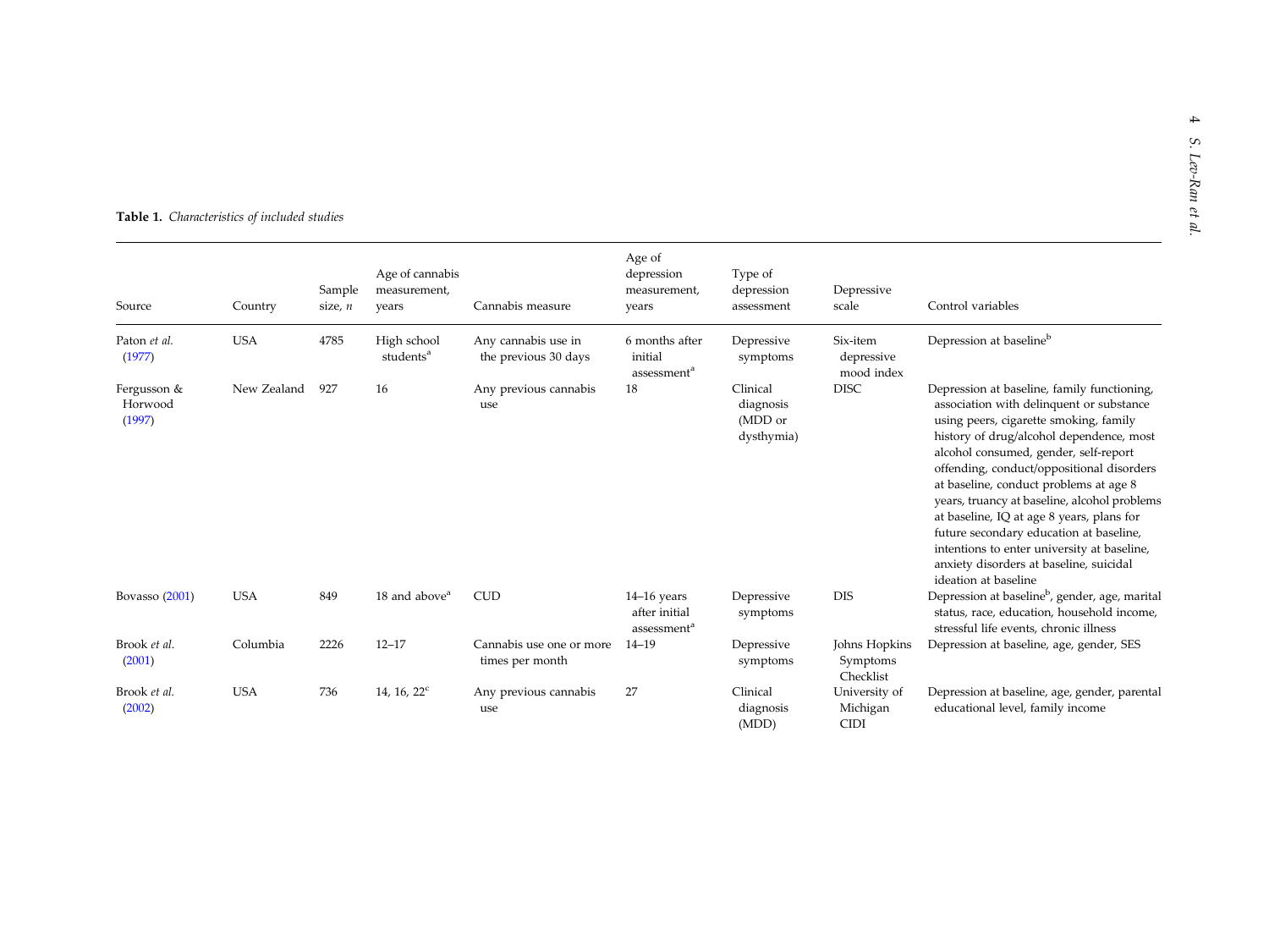**Table 1.** *Characteristics of included studies*

| Source | Country | Sample size, *n* | Age of cannabis measurement, years | Cannabis measure | Age of depression measurement, years | Type of depression assessment | Depressive scale | Control variables |
|---|---|---|---|---|---|---|---|---|
| Paton *et al.* (1977) | USA | 4785 | High school students[a] | Any cannabis use in the previous 30 days | 6 months after initial assessment[a] | Depressive symptoms | Six-item depressive mood index | Depression at baseline[b] |
| Fergusson & Horwood (1997) | New Zealand | 927 | 16 | Any previous cannabis use | 18 | Clinical diagnosis (MDD or dysthymia) | DISC | Depression at baseline, family functioning, association with delinquent or substance using peers, cigarette smoking, family history of drug/alcohol dependence, most alcohol consumed, gender, self-report offending, conduct/oppositional disorders at baseline, conduct problems at age 8 years, truancy at baseline, alcohol problems at baseline, IQ at age 8 years, plans for future secondary education at baseline, intentions to enter university at baseline, anxiety disorders at baseline, suicidal ideation at baseline |
| Bovasso (2001) | USA | 849 | 18 and above[a] | CUD | 14–16 years after initial assessment[a] | Depressive symptoms | DIS | Depression at baseline[b], gender, age, marital status, race, education, household income, stressful life events, chronic illness |
| Brook *et al.* (2001) | Columbia | 2226 | 12–17 | Cannabis use one or more times per month | 14–19 | Depressive symptoms | Johns Hopkins Symptoms Checklist | Depression at baseline, age, gender, SES |
| Brook *et al.* (2002) | USA | 736 | 14, 16, 22[c] | Any previous cannabis use | 27 | Clinical diagnosis (MDD) | University of Michigan CIDI | Depression at baseline, age, gender, parental educational level, family income |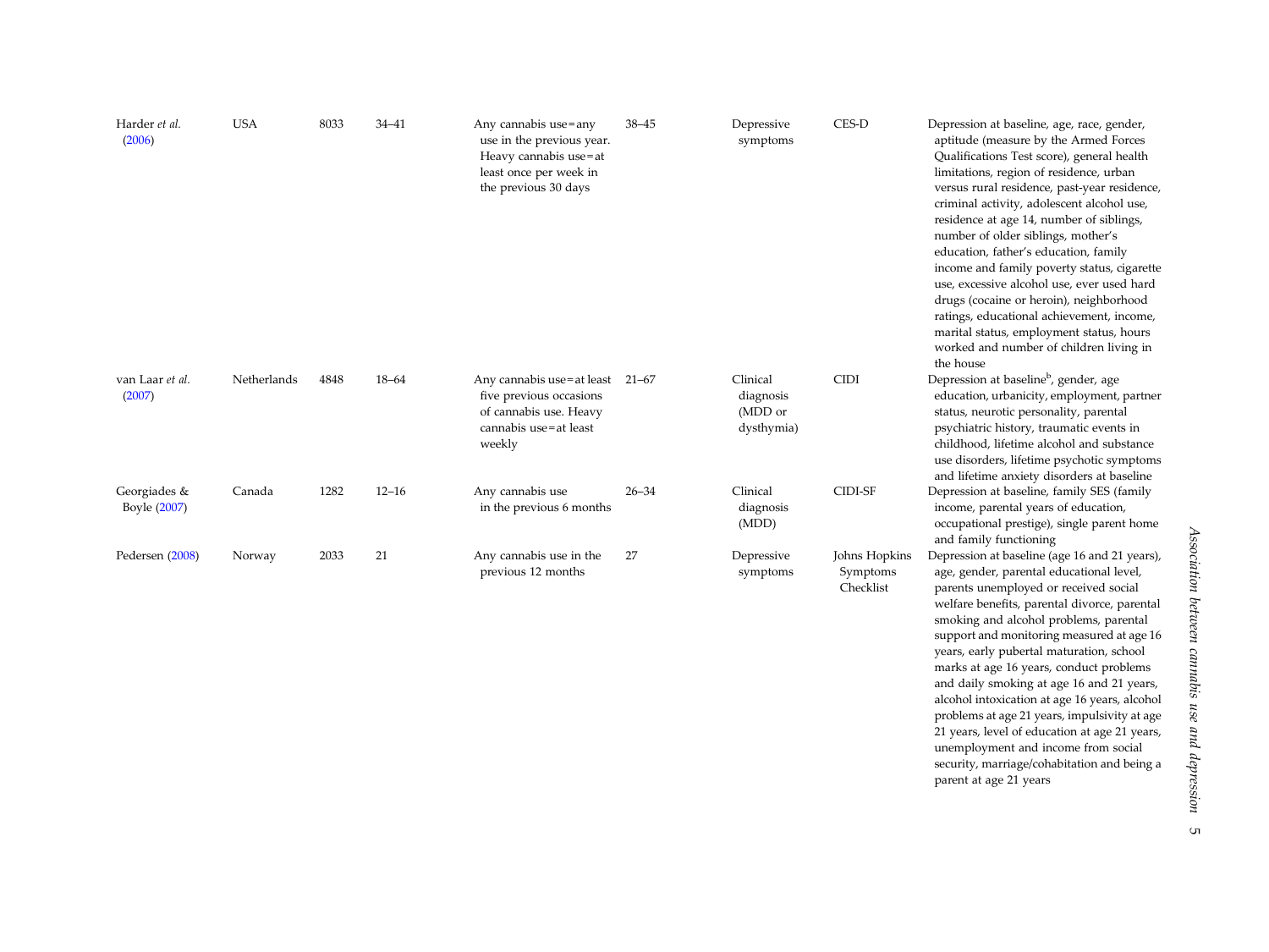| | | | | | | | | |
|---|---|---|---|---|---|---|---|---|
| Harder *et al.* (2006) | USA | 8033 | 34–41 | Any cannabis use = any use in the previous year. Heavy cannabis use = at least once per week in the previous 30 days | 38–45 | Depressive symptoms | CES-D | Depression at baseline, age, race, gender, aptitude (measure by the Armed Forces Qualifications Test score), general health limitations, region of residence, urban versus rural residence, past-year residence, criminal activity, adolescent alcohol use, residence at age 14, number of siblings, number of older siblings, mother's education, father's education, family income and family poverty status, cigarette use, excessive alcohol use, ever used hard drugs (cocaine or heroin), neighborhood ratings, educational achievement, income, marital status, employment status, hours worked and number of children living in the house |
| van Laar *et al.* (2007) | Netherlands | 4848 | 18–64 | Any cannabis use = at least five previous occasions of cannabis use. Heavy cannabis use = at least weekly | 21–67 | Clinical diagnosis (MDD or dysthymia) | CIDI | Depression at baseline[b], gender, age education, urbanicity, employment, partner status, neurotic personality, parental psychiatric history, traumatic events in childhood, lifetime alcohol and substance use disorders, lifetime psychotic symptoms and lifetime anxiety disorders at baseline |
| Georgiades & Boyle (2007) | Canada | 1282 | 12–16 | Any cannabis use in the previous 6 months | 26–34 | Clinical diagnosis (MDD) | CIDI-SF | Depression at baseline, family SES (family income, parental years of education, occupational prestige), single parent home and family functioning |
| Pedersen (2008) | Norway | 2033 | 21 | Any cannabis use in the previous 12 months | 27 | Depressive symptoms | Johns Hopkins Symptoms Checklist | Depression at baseline (age 16 and 21 years), age, gender, parental educational level, parents unemployed or received social welfare benefits, parental divorce, parental smoking and alcohol problems, parental support and monitoring measured at age 16 years, early pubertal maturation, school marks at age 16 years, conduct problems and daily smoking at age 16 and 21 years, alcohol intoxication at age 16 years, alcohol problems at age 21 years, impulsivity at age 21 years, level of education at age 21 years, unemployment and income from social security, marriage/cohabitation and being a parent at age 21 years |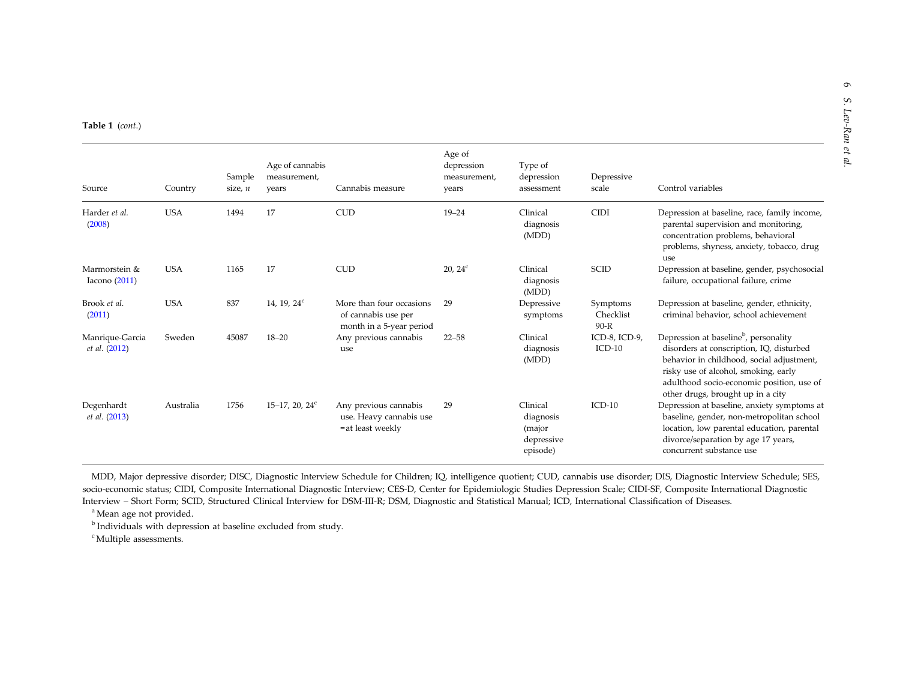**Table 1** (*cont.*)

| Source | Country | Sample size, *n* | Age of cannabis measurement, years | Cannabis measure | Age of depression measurement, years | Type of depression assessment | Depressive scale | Control variables |
|---|---|---|---|---|---|---|---|---|
| Harder *et al.* (2008) | USA | 1494 | 17 | CUD | 19–24 | Clinical diagnosis (MDD) | CIDI | Depression at baseline, race, family income, parental supervision and monitoring, concentration problems, behavioral problems, shyness, anxiety, tobacco, drug use |
| Marmorstein & Iacono (2011) | USA | 1165 | 17 | CUD | 20, 24[c] | Clinical diagnosis (MDD) | SCID | Depression at baseline, gender, psychosocial failure, occupational failure, crime |
| Brook *et al.* (2011) | USA | 837 | 14, 19, 24[c] | More than four occasions of cannabis use per month in a 5-year period | 29 | Depressive symptoms | Symptoms Checklist 90-R | Depression at baseline, gender, ethnicity, criminal behavior, school achievement |
| Manrique-Garcia *et al.* (2012) | Sweden | 45087 | 18–20 | Any previous cannabis use | 22–58 | Clinical diagnosis (MDD) | ICD-8, ICD-9, ICD-10 | Depression at baseline[b], personality disorders at conscription, IQ, disturbed behavior in childhood, social adjustment, risky use of alcohol, smoking, early adulthood socio-economic position, use of other drugs, brought up in a city |
| Degenhardt *et al.* (2013) | Australia | 1756 | 15–17, 20, 24[c] | Any previous cannabis use. Heavy cannabis use =at least weekly | 29 | Clinical diagnosis (major depressive episode) | ICD-10 | Depression at baseline, anxiety symptoms at baseline, gender, non-metropolitan school location, low parental education, parental divorce/separation by age 17 years, concurrent substance use |

MDD, Major depressive disorder; DISC, Diagnostic Interview Schedule for Children; IQ, intelligence quotient; CUD, cannabis use disorder; DIS, Diagnostic Interview Schedule; SES, socio-economic status; CIDI, Composite International Diagnostic Interview; CES-D, Center for Epidemiologic Studies Depression Scale; CIDI-SF, Composite International Diagnostic Interview – Short Form; SCID, Structured Clinical Interview for DSM-III-R; DSM, Diagnostic and Statistical Manual; ICD, International Classification of Diseases.

[a] Mean age not provided.

[b] Individuals with depression at baseline excluded from study.

[c] Multiple assessments.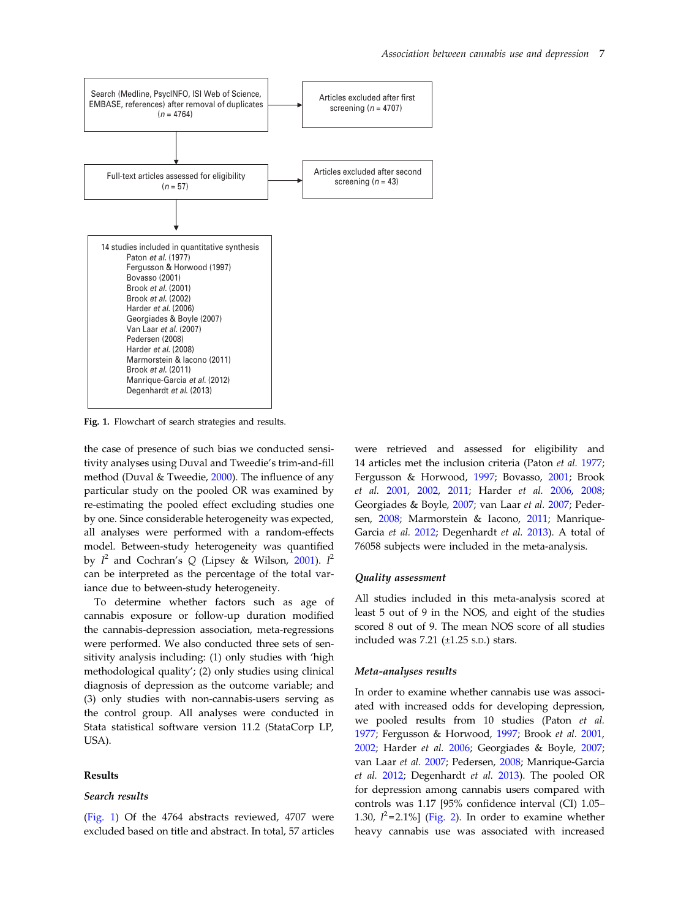Search (Medline, PsycINFO, ISI Web of Science, EMBASE, references) after removal of duplicates ($n$ = 4764)

Articles excluded after first screening ($n$ = 4707)

Full-text articles assessed for eligibility ($n$ = 57)

Articles excluded after second screening ($n$ = 43)

14 studies included in quantitative synthesis
- Paton *et al.* (1977)
- Fergusson & Horwood (1997)
- Bovasso (2001)
- Brook *et al.* (2001)
- Brook *et al.* (2002)
- Harder *et al.* (2006)
- Georgiades & Boyle (2007)
- Van Laar *et al.* (2007)
- Pedersen (2008)
- Harder *et al.* (2008)
- Marmorstein & Iacono (2011)
- Brook *et al.* (2011)
- Manrique-Garcia *et al.* (2012)
- Degenhardt *et al.* (2013)

**Fig. 1.** Flowchart of search strategies and results.

the case of presence of such bias we conducted sensitivity analyses using Duval and Tweedie's trim-and-fill method (Duval & Tweedie, 2000). The influence of any particular study on the pooled OR was examined by re-estimating the pooled effect excluding studies one by one. Since considerable heterogeneity was expected, all analyses were performed with a random-effects model. Between-study heterogeneity was quantified by $I^2$ and Cochran's $Q$ (Lipsey & Wilson, 2001). $I^2$ can be interpreted as the percentage of the total variance due to between-study heterogeneity.

To determine whether factors such as age of cannabis exposure or follow-up duration modified the cannabis-depression association, meta-regressions were performed. We also conducted three sets of sensitivity analysis including: (1) only studies with 'high methodological quality'; (2) only studies using clinical diagnosis of depression as the outcome variable; and (3) only studies with non-cannabis-users serving as the control group. All analyses were conducted in Stata statistical software version 11.2 (StataCorp LP, USA).

## Results

### *Search results*

(Fig. 1) Of the 4764 abstracts reviewed, 4707 were excluded based on title and abstract. In total, 57 articles were retrieved and assessed for eligibility and 14 articles met the inclusion criteria (Paton *et al.* 1977; Fergusson & Horwood, 1997; Bovasso, 2001; Brook *et al.* 2001, 2002, 2011; Harder *et al.* 2006, 2008; Georgiades & Boyle, 2007; van Laar *et al.* 2007; Pedersen, 2008; Marmorstein & Iacono, 2011; Manrique-Garcia *et al.* 2012; Degenhardt *et al.* 2013). A total of 76058 subjects were included in the meta-analysis.

### *Quality assessment*

All studies included in this meta-analysis scored at least 5 out of 9 in the NOS, and eight of the studies scored 8 out of 9. The mean NOS score of all studies included was 7.21 (±1.25 S.D.) stars.

### *Meta-analyses results*

In order to examine whether cannabis use was associated with increased odds for developing depression, we pooled results from 10 studies (Paton *et al.* 1977; Fergusson & Horwood, 1997; Brook *et al.* 2001, 2002; Harder *et al.* 2006; Georgiades & Boyle, 2007; van Laar *et al.* 2007; Pedersen, 2008; Manrique-Garcia *et al.* 2012; Degenhardt *et al.* 2013). The pooled OR for depression among cannabis users compared with controls was 1.17 [95% confidence interval (CI) 1.05–1.30, $I^2$=2.1%] (Fig. 2). In order to examine whether heavy cannabis use was associated with increased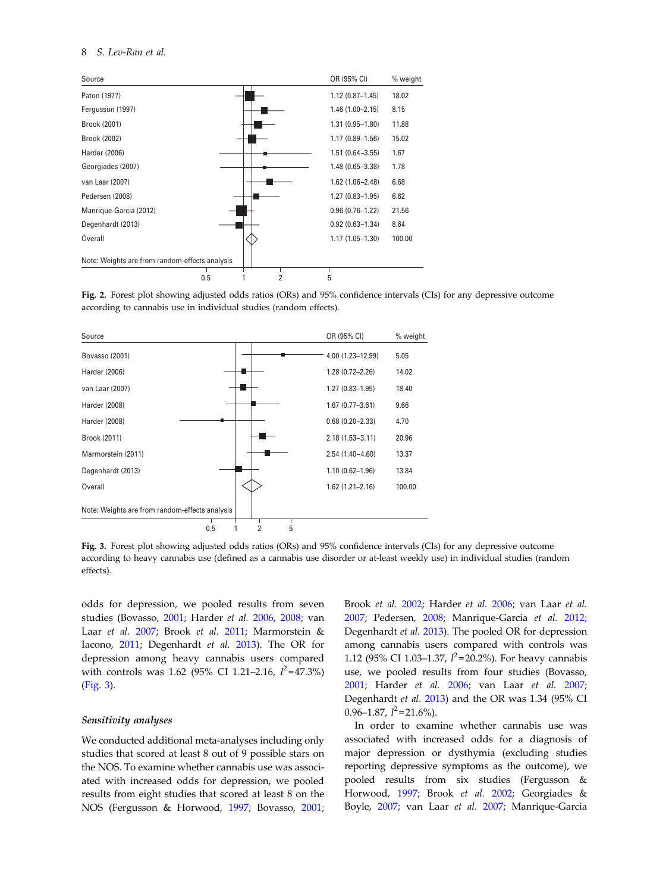| Source | OR (95% CI) | % weight |
|---|---|---|
| Paton (1977) | 1.12 (0.87–1.45) | 18.02 |
| Fergusson (1997) | 1.46 (1.00–2.15) | 8.15 |
| Brook (2001) | 1.31 (0.95–1.80) | 11.88 |
| Brook (2002) | 1.17 (0.89–1.56) | 15.02 |
| Harder (2006) | 1.51 (0.64–3.55) | 1.67 |
| Georgiades (2007) | 1.48 (0.65–3.38) | 1.78 |
| van Laar (2007) | 1.62 (1.06–2.48) | 6.68 |
| Pedersen (2008) | 1.27 (0.83–1.95) | 6.62 |
| Manrique-Garcia (2012) | 0.96 (0.76–1.22) | 21.56 |
| Degenhardt (2013) | 0.92 (0.63–1.34) | 8.64 |
| Overall | 1.17 (1.05–1.30) | 100.00 |

Note: Weights are from random-effects analysis

**Fig. 2.** Forest plot showing adjusted odds ratios (ORs) and 95% confidence intervals (CIs) for any depressive outcome according to cannabis use in individual studies (random effects).

| Source | OR (95% CI) | % weight |
|---|---|---|
| Bovasso (2001) | 4.00 (1.23–12.99) | 5.05 |
| Harder (2006) | 1.28 (0.72–2.26) | 14.02 |
| van Laar (2007) | 1.27 (0.83–1.95) | 18.40 |
| Harder (2008) | 1.67 (0.77–3.61) | 9.66 |
| Harder (2008) | 0.68 (0.20–2.33) | 4.70 |
| Brook (2011) | 2.18 (1.53–3.11) | 20.96 |
| Marmorstein (2011) | 2.54 (1.40–4.60) | 13.37 |
| Degenhardt (2013) | 1.10 (0.62–1.96) | 13.84 |
| Overall | 1.62 (1.21–2.16) | 100.00 |

Note: Weights are from random-effects analysis

**Fig. 3.** Forest plot showing adjusted odds ratios (ORs) and 95% confidence intervals (CIs) for any depressive outcome according to heavy cannabis use (defined as a cannabis use disorder or at-least weekly use) in individual studies (random effects).

odds for depression, we pooled results from seven studies (Bovasso, 2001; Harder *et al.* 2006, 2008; van Laar *et al.* 2007; Brook *et al.* 2011; Marmorstein & Iacono, 2011; Degenhardt *et al.* 2013). The OR for depression among heavy cannabis users compared with controls was 1.62 (95% CI 1.21–2.16, $I^2$=47.3%) (Fig. 3).

### *Sensitivity analyses*

We conducted additional meta-analyses including only studies that scored at least 8 out of 9 possible stars on the NOS. To examine whether cannabis use was associated with increased odds for depression, we pooled results from eight studies that scored at least 8 on the NOS (Fergusson & Horwood, 1997; Bovasso, 2001; Brook *et al.* 2002; Harder *et al.* 2006; van Laar *et al.* 2007; Pedersen, 2008; Manrique-Garcia *et al.* 2012; Degenhardt *et al.* 2013). The pooled OR for depression among cannabis users compared with controls was 1.12 (95% CI 1.03–1.37, $I^2$=20.2%). For heavy cannabis use, we pooled results from four studies (Bovasso, 2001; Harder *et al.* 2006; van Laar *et al.* 2007; Degenhardt *et al.* 2013) and the OR was 1.34 (95% CI 0.96–1.87, $I^2$=21.6%).

In order to examine whether cannabis use was associated with increased odds for a diagnosis of major depression or dysthymia (excluding studies reporting depressive symptoms as the outcome), we pooled results from six studies (Fergusson & Horwood, 1997; Brook *et al.* 2002; Georgiades & Boyle, 2007; van Laar *et al.* 2007; Manrique-Garcia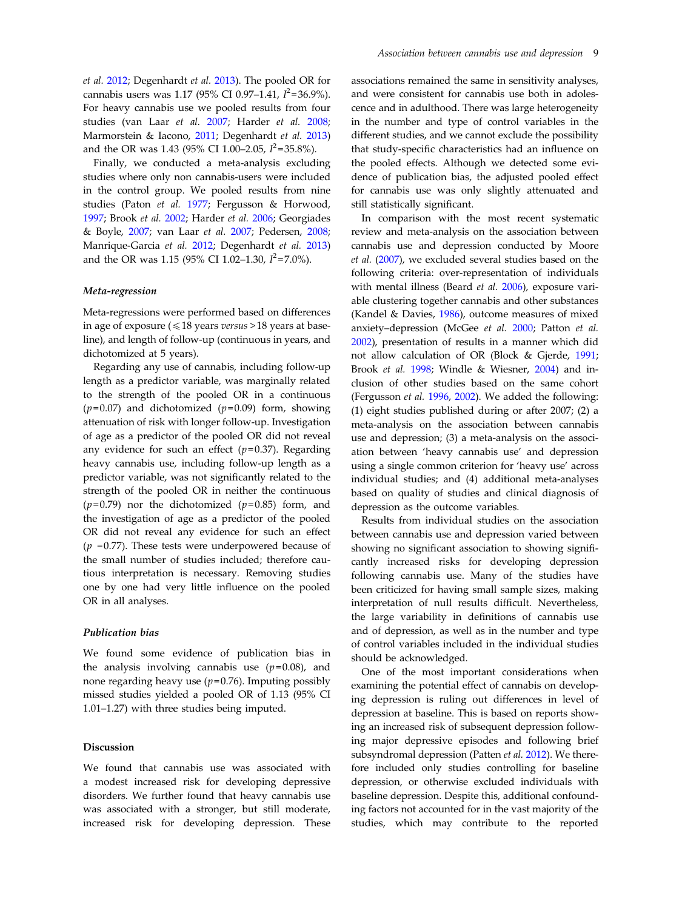*et al.* 2012; Degenhardt *et al.* 2013). The pooled OR for cannabis users was 1.17 (95% CI 0.97–1.41, $I^2$=36.9%). For heavy cannabis use we pooled results from four studies (van Laar *et al.* 2007; Harder *et al.* 2008; Marmorstein & Iacono, 2011; Degenhardt *et al.* 2013) and the OR was 1.43 (95% CI 1.00–2.05, $I^2$=35.8%).

Finally, we conducted a meta-analysis excluding studies where only non cannabis-users were included in the control group. We pooled results from nine studies (Paton *et al.* 1977; Fergusson & Horwood, 1997; Brook *et al.* 2002; Harder *et al.* 2006; Georgiades & Boyle, 2007; van Laar *et al.* 2007; Pedersen, 2008; Manrique-Garcia *et al.* 2012; Degenhardt *et al.* 2013) and the OR was 1.15 (95% CI 1.02–1.30, $I^2$=7.0%).

### Meta-regression

Meta-regressions were performed based on differences in age of exposure (⩽18 years *versus* >18 years at baseline), and length of follow-up (continuous in years, and dichotomized at 5 years).

Regarding any use of cannabis, including follow-up length as a predictor variable, was marginally related to the strength of the pooled OR in a continuous ($p$=0.07) and dichotomized ($p$=0.09) form, showing attenuation of risk with longer follow-up. Investigation of age as a predictor of the pooled OR did not reveal any evidence for such an effect ($p$=0.37). Regarding heavy cannabis use, including follow-up length as a predictor variable, was not significantly related to the strength of the pooled OR in neither the continuous ($p$=0.79) nor the dichotomized ($p$=0.85) form, and the investigation of age as a predictor of the pooled OR did not reveal any evidence for such an effect ($p$ =0.77). These tests were underpowered because of the small number of studies included; therefore cautious interpretation is necessary. Removing studies one by one had very little influence on the pooled OR in all analyses.

### Publication bias

We found some evidence of publication bias in the analysis involving cannabis use ($p$=0.08), and none regarding heavy use ($p$=0.76). Imputing possibly missed studies yielded a pooled OR of 1.13 (95% CI 1.01–1.27) with three studies being imputed.

## Discussion

We found that cannabis use was associated with a modest increased risk for developing depressive disorders. We further found that heavy cannabis use was associated with a stronger, but still moderate, increased risk for developing depression. These associations remained the same in sensitivity analyses, and were consistent for cannabis use both in adolescence and in adulthood. There was large heterogeneity in the number and type of control variables in the different studies, and we cannot exclude the possibility that study-specific characteristics had an influence on the pooled effects. Although we detected some evidence of publication bias, the adjusted pooled effect for cannabis use was only slightly attenuated and still statistically significant.

In comparison with the most recent systematic review and meta-analysis on the association between cannabis use and depression conducted by Moore *et al.* (2007), we excluded several studies based on the following criteria: over-representation of individuals with mental illness (Beard *et al.* 2006), exposure variable clustering together cannabis and other substances (Kandel & Davies, 1986), outcome measures of mixed anxiety–depression (McGee *et al.* 2000; Patton *et al.* 2002), presentation of results in a manner which did not allow calculation of OR (Block & Gjerde, 1991; Brook *et al.* 1998; Windle & Wiesner, 2004) and inclusion of other studies based on the same cohort (Fergusson *et al.* 1996, 2002). We added the following: (1) eight studies published during or after 2007; (2) a meta-analysis on the association between cannabis use and depression; (3) a meta-analysis on the association between 'heavy cannabis use' and depression using a single common criterion for 'heavy use' across individual studies; and (4) additional meta-analyses based on quality of studies and clinical diagnosis of depression as the outcome variables.

Results from individual studies on the association between cannabis use and depression varied between showing no significant association to showing significantly increased risks for developing depression following cannabis use. Many of the studies have been criticized for having small sample sizes, making interpretation of null results difficult. Nevertheless, the large variability in definitions of cannabis use and of depression, as well as in the number and type of control variables included in the individual studies should be acknowledged.

One of the most important considerations when examining the potential effect of cannabis on developing depression is ruling out differences in level of depression at baseline. This is based on reports showing an increased risk of subsequent depression following major depressive episodes and following brief subsyndromal depression (Patten *et al.* 2012). We therefore included only studies controlling for baseline depression, or otherwise excluded individuals with baseline depression. Despite this, additional confounding factors not accounted for in the vast majority of the studies, which may contribute to the reported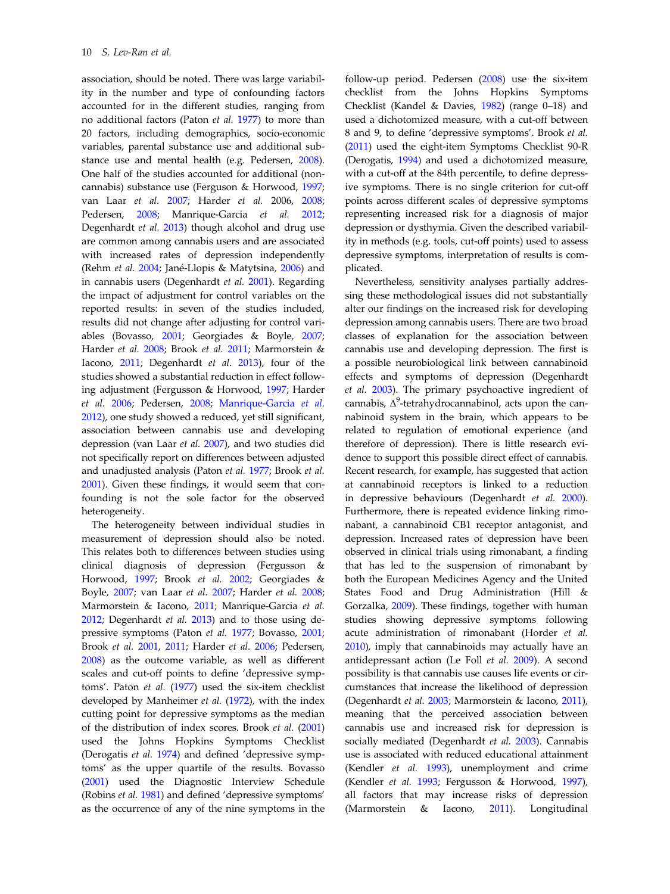association, should be noted. There was large variability in the number and type of confounding factors accounted for in the different studies, ranging from no additional factors (Paton *et al.* 1977) to more than 20 factors, including demographics, socio-economic variables, parental substance use and additional substance use and mental health (e.g. Pedersen, 2008). One half of the studies accounted for additional (non-cannabis) substance use (Ferguson & Horwood, 1997; van Laar *et al.* 2007; Harder *et al.* 2006, 2008; Pedersen, 2008; Manrique-Garcia *et al.* 2012; Degenhardt *et al.* 2013) though alcohol and drug use are common among cannabis users and are associated with increased rates of depression independently (Rehm *et al.* 2004; Jané-Llopis & Matytsina, 2006) and in cannabis users (Degenhardt *et al.* 2001). Regarding the impact of adjustment for control variables on the reported results: in seven of the studies included, results did not change after adjusting for control variables (Bovasso, 2001; Georgiades & Boyle, 2007; Harder *et al.* 2008; Brook *et al.* 2011; Marmorstein & Iacono, 2011; Degenhardt *et al*. 2013), four of the studies showed a substantial reduction in effect following adjustment (Fergusson & Horwood, 1997; Harder *et al.* 2006; Pedersen, 2008; Manrique-Garcia *et al.* 2012), one study showed a reduced, yet still significant, association between cannabis use and developing depression (van Laar *et al.* 2007), and two studies did not specifically report on differences between adjusted and unadjusted analysis (Paton *et al.* 1977; Brook *et al.* 2001). Given these findings, it would seem that confounding is not the sole factor for the observed heterogeneity.

The heterogeneity between individual studies in measurement of depression should also be noted. This relates both to differences between studies using clinical diagnosis of depression (Fergusson & Horwood, 1997; Brook *et al.* 2002; Georgiades & Boyle, 2007; van Laar *et al.* 2007; Harder *et al.* 2008; Marmorstein & Iacono, 2011; Manrique-Garcia *et al.* 2012; Degenhardt *et al.* 2013) and to those using depressive symptoms (Paton *et al.* 1977; Bovasso, 2001; Brook *et al.* 2001, 2011; Harder *et al*. 2006; Pedersen, 2008) as the outcome variable, as well as different scales and cut-off points to define 'depressive symptoms'. Paton *et al.* (1977) used the six-item checklist developed by Manheimer *et al.* (1972), with the index cutting point for depressive symptoms as the median of the distribution of index scores. Brook *et al.* (2001) used the Johns Hopkins Symptoms Checklist (Derogatis *et al.* 1974) and defined 'depressive symptoms' as the upper quartile of the results. Bovasso (2001) used the Diagnostic Interview Schedule (Robins *et al.* 1981) and defined 'depressive symptoms' as the occurrence of any of the nine symptoms in the follow-up period. Pedersen (2008) use the six-item checklist from the Johns Hopkins Symptoms Checklist (Kandel & Davies, 1982) (range 0–18) and used a dichotomized measure, with a cut-off between 8 and 9, to define 'depressive symptoms'. Brook *et al.* (2011) used the eight-item Symptoms Checklist 90-R (Derogatis, 1994) and used a dichotomized measure, with a cut-off at the 84th percentile, to define depressive symptoms. There is no single criterion for cut-off points across different scales of depressive symptoms representing increased risk for a diagnosis of major depression or dysthymia. Given the described variability in methods (e.g. tools, cut-off points) used to assess depressive symptoms, interpretation of results is complicated.

Nevertheless, sensitivity analyses partially addressing these methodological issues did not substantially alter our findings on the increased risk for developing depression among cannabis users. There are two broad classes of explanation for the association between cannabis use and developing depression. The first is a possible neurobiological link between cannabinoid effects and symptoms of depression (Degenhardt *et al.* 2003). The primary psychoactive ingredient of cannabis, $\Delta^9$-tetrahydrocannabinol, acts upon the cannabinoid system in the brain, which appears to be related to regulation of emotional experience (and therefore of depression). There is little research evidence to support this possible direct effect of cannabis. Recent research, for example, has suggested that action at cannabinoid receptors is linked to a reduction in depressive behaviours (Degenhardt *et al.* 2000). Furthermore, there is repeated evidence linking rimonabant, a cannabinoid CB1 receptor antagonist, and depression. Increased rates of depression have been observed in clinical trials using rimonabant, a finding that has led to the suspension of rimonabant by both the European Medicines Agency and the United States Food and Drug Administration (Hill & Gorzalka, 2009). These findings, together with human studies showing depressive symptoms following acute administration of rimonabant (Horder *et al.* 2010), imply that cannabinoids may actually have an antidepressant action (Le Foll *et al.* 2009). A second possibility is that cannabis use causes life events or circumstances that increase the likelihood of depression (Degenhardt *et al.* 2003; Marmorstein & Iacono, 2011), meaning that the perceived association between cannabis use and increased risk for depression is socially mediated (Degenhardt *et al.* 2003). Cannabis use is associated with reduced educational attainment (Kendler *et al.* 1993), unemployment and crime (Kendler *et al.* 1993; Fergusson & Horwood, 1997), all factors that may increase risks of depression (Marmorstein & Iacono, 2011). Longitudinal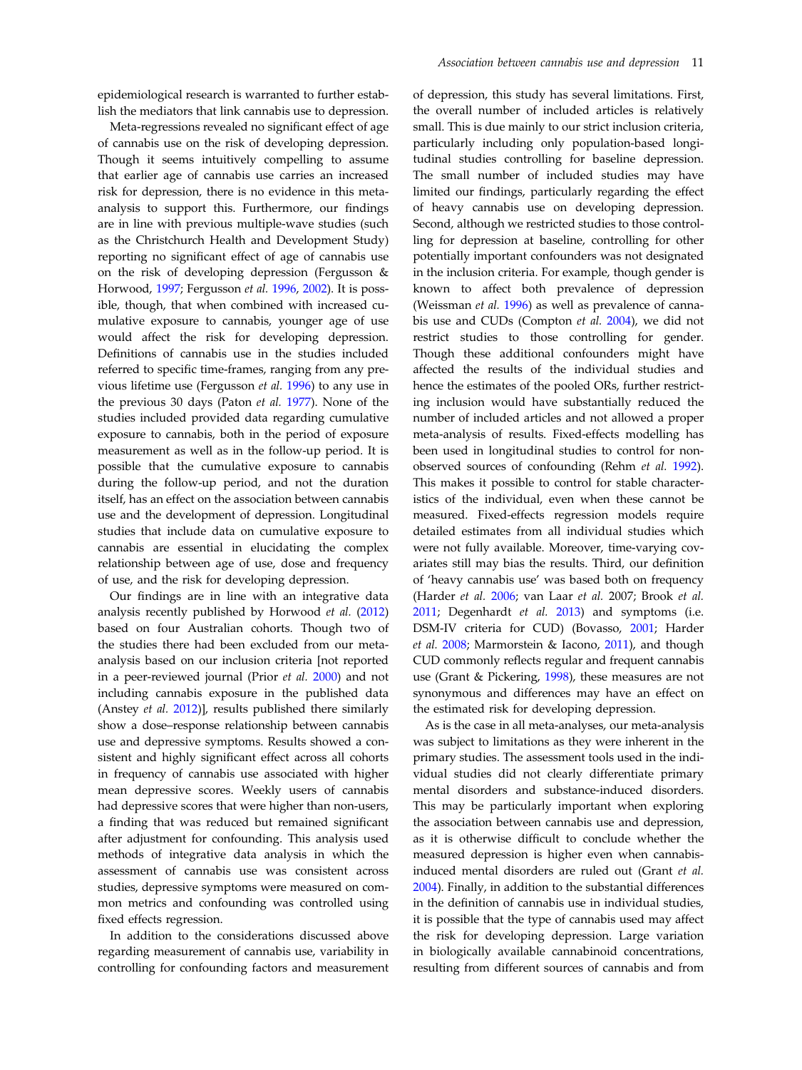epidemiological research is warranted to further establish the mediators that link cannabis use to depression.

Meta-regressions revealed no significant effect of age of cannabis use on the risk of developing depression. Though it seems intuitively compelling to assume that earlier age of cannabis use carries an increased risk for depression, there is no evidence in this meta-analysis to support this. Furthermore, our findings are in line with previous multiple-wave studies (such as the Christchurch Health and Development Study) reporting no significant effect of age of cannabis use on the risk of developing depression (Fergusson & Horwood, 1997; Fergusson *et al.* 1996, 2002). It is possible, though, that when combined with increased cumulative exposure to cannabis, younger age of use would affect the risk for developing depression. Definitions of cannabis use in the studies included referred to specific time-frames, ranging from any previous lifetime use (Fergusson *et al.* 1996) to any use in the previous 30 days (Paton *et al.* 1977). None of the studies included provided data regarding cumulative exposure to cannabis, both in the period of exposure measurement as well as in the follow-up period. It is possible that the cumulative exposure to cannabis during the follow-up period, and not the duration itself, has an effect on the association between cannabis use and the development of depression. Longitudinal studies that include data on cumulative exposure to cannabis are essential in elucidating the complex relationship between age of use, dose and frequency of use, and the risk for developing depression.

Our findings are in line with an integrative data analysis recently published by Horwood *et al.* (2012) based on four Australian cohorts. Though two of the studies there had been excluded from our meta-analysis based on our inclusion criteria [not reported in a peer-reviewed journal (Prior *et al.* 2000) and not including cannabis exposure in the published data (Anstey *et al.* 2012)], results published there similarly show a dose–response relationship between cannabis use and depressive symptoms. Results showed a consistent and highly significant effect across all cohorts in frequency of cannabis use associated with higher mean depressive scores. Weekly users of cannabis had depressive scores that were higher than non-users, a finding that was reduced but remained significant after adjustment for confounding. This analysis used methods of integrative data analysis in which the assessment of cannabis use was consistent across studies, depressive symptoms were measured on common metrics and confounding was controlled using fixed effects regression.

In addition to the considerations discussed above regarding measurement of cannabis use, variability in controlling for confounding factors and measurement of depression, this study has several limitations. First, the overall number of included articles is relatively small. This is due mainly to our strict inclusion criteria, particularly including only population-based longitudinal studies controlling for baseline depression. The small number of included studies may have limited our findings, particularly regarding the effect of heavy cannabis use on developing depression. Second, although we restricted studies to those controlling for depression at baseline, controlling for other potentially important confounders was not designated in the inclusion criteria. For example, though gender is known to affect both prevalence of depression (Weissman *et al.* 1996) as well as prevalence of cannabis use and CUDs (Compton *et al.* 2004), we did not restrict studies to those controlling for gender. Though these additional confounders might have affected the results of the individual studies and hence the estimates of the pooled ORs, further restricting inclusion would have substantially reduced the number of included articles and not allowed a proper meta-analysis of results. Fixed-effects modelling has been used in longitudinal studies to control for non-observed sources of confounding (Rehm *et al.* 1992). This makes it possible to control for stable characteristics of the individual, even when these cannot be measured. Fixed-effects regression models require detailed estimates from all individual studies which were not fully available. Moreover, time-varying covariates still may bias the results. Third, our definition of 'heavy cannabis use' was based both on frequency (Harder *et al.* 2006; van Laar *et al.* 2007; Brook *et al.* 2011; Degenhardt *et al.* 2013) and symptoms (i.e. DSM-IV criteria for CUD) (Bovasso, 2001; Harder *et al.* 2008; Marmorstein & Iacono, 2011), and though CUD commonly reflects regular and frequent cannabis use (Grant & Pickering, 1998), these measures are not synonymous and differences may have an effect on the estimated risk for developing depression.

As is the case in all meta-analyses, our meta-analysis was subject to limitations as they were inherent in the primary studies. The assessment tools used in the individual studies did not clearly differentiate primary mental disorders and substance-induced disorders. This may be particularly important when exploring the association between cannabis use and depression, as it is otherwise difficult to conclude whether the measured depression is higher even when cannabis-induced mental disorders are ruled out (Grant *et al.* 2004). Finally, in addition to the substantial differences in the definition of cannabis use in individual studies, it is possible that the type of cannabis used may affect the risk for developing depression. Large variation in biologically available cannabinoid concentrations, resulting from different sources of cannabis and from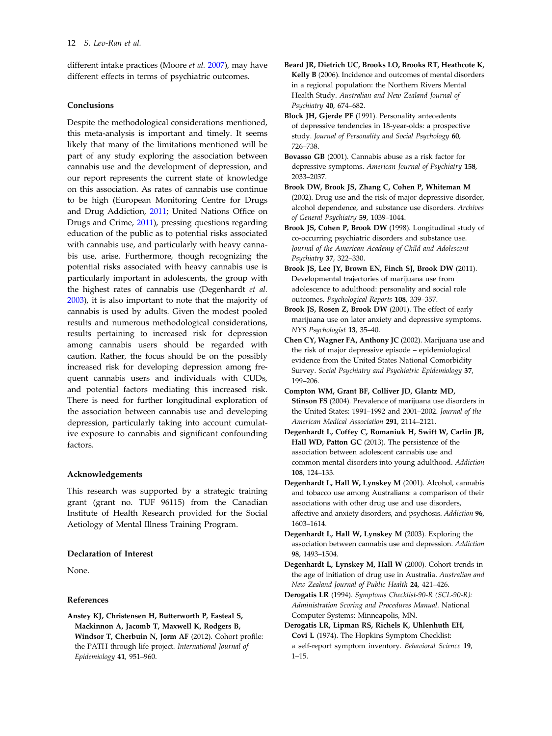different intake practices (Moore *et al.* 2007), may have different effects in terms of psychiatric outcomes.

### Conclusions

Despite the methodological considerations mentioned, this meta-analysis is important and timely. It seems likely that many of the limitations mentioned will be part of any study exploring the association between cannabis use and the development of depression, and our report represents the current state of knowledge on this association. As rates of cannabis use continue to be high (European Monitoring Centre for Drugs and Drug Addiction, 2011; United Nations Office on Drugs and Crime, 2011), pressing questions regarding education of the public as to potential risks associated with cannabis use, and particularly with heavy cannabis use, arise. Furthermore, though recognizing the potential risks associated with heavy cannabis use is particularly important in adolescents, the group with the highest rates of cannabis use (Degenhardt *et al.* 2003), it is also important to note that the majority of cannabis is used by adults. Given the modest pooled results and numerous methodological considerations, results pertaining to increased risk for depression among cannabis users should be regarded with caution. Rather, the focus should be on the possibly increased risk for developing depression among frequent cannabis users and individuals with CUDs, and potential factors mediating this increased risk. There is need for further longitudinal exploration of the association between cannabis use and developing depression, particularly taking into account cumulative exposure to cannabis and significant confounding factors.

### Acknowledgements

This research was supported by a strategic training grant (grant no. TUF 96115) from the Canadian Institute of Health Research provided for the Social Aetiology of Mental Illness Training Program.

### Declaration of Interest

None.

### References

**Anstey KJ, Christensen H, Butterworth P, Easteal S, Mackinnon A, Jacomb T, Maxwell K, Rodgers B, Windsor T, Cherbuin N, Jorm AF** (2012). Cohort profile: the PATH through life project. *International Journal of Epidemiology* **41**, 951–960.

**Beard JR, Dietrich UC, Brooks LO, Brooks RT, Heathcote K, Kelly B** (2006). Incidence and outcomes of mental disorders in a regional population: the Northern Rivers Mental Health Study. *Australian and New Zealand Journal of Psychiatry* **40**, 674–682.

**Block JH, Gjerde PF** (1991). Personality antecedents of depressive tendencies in 18-year-olds: a prospective study. *Journal of Personality and Social Psychology* **60**, 726–738.

**Bovasso GB** (2001). Cannabis abuse as a risk factor for depressive symptoms. *American Journal of Psychiatry* **158**, 2033–2037.

**Brook DW, Brook JS, Zhang C, Cohen P, Whiteman M** (2002). Drug use and the risk of major depressive disorder, alcohol dependence, and substance use disorders. *Archives of General Psychiatry* **59**, 1039–1044.

**Brook JS, Cohen P, Brook DW** (1998). Longitudinal study of co-occurring psychiatric disorders and substance use. *Journal of the American Academy of Child and Adolescent Psychiatry* **37**, 322–330.

**Brook JS, Lee JY, Brown EN, Finch SJ, Brook DW** (2011). Developmental trajectories of marijuana use from adolescence to adulthood: personality and social role outcomes. *Psychological Reports* **108**, 339–357.

**Brook JS, Rosen Z, Brook DW** (2001). The effect of early marijuana use on later anxiety and depressive symptoms. *NYS Psychologist* **13**, 35–40.

**Chen CY, Wagner FA, Anthony JC** (2002). Marijuana use and the risk of major depressive episode – epidemiological evidence from the United States National Comorbidity Survey. *Social Psychiatry and Psychiatric Epidemiology* **37**, 199–206.

**Compton WM, Grant BF, Colliver JD, Glantz MD, Stinson FS** (2004). Prevalence of marijuana use disorders in the United States: 1991–1992 and 2001–2002. *Journal of the American Medical Association* **291**, 2114–2121.

**Degenhardt L, Coffey C, Romaniuk H, Swift W, Carlin JB, Hall WD, Patton GC** (2013). The persistence of the association between adolescent cannabis use and common mental disorders into young adulthood. *Addiction* **108**, 124–133.

**Degenhardt L, Hall W, Lynskey M** (2001). Alcohol, cannabis and tobacco use among Australians: a comparison of their associations with other drug use and use disorders, affective and anxiety disorders, and psychosis. *Addiction* **96**, 1603–1614.

**Degenhardt L, Hall W, Lynskey M** (2003). Exploring the association between cannabis use and depression. *Addiction* **98**, 1493–1504.

**Degenhardt L, Lynskey M, Hall W** (2000). Cohort trends in the age of initiation of drug use in Australia. *Australian and New Zealand Journal of Public Health* **24**, 421–426.

**Derogatis LR** (1994). *Symptoms Checklist-90-R (SCL-90-R): Administration Scoring and Procedures Manual*. National Computer Systems: Minneapolis, MN.

**Derogatis LR, Lipman RS, Richels K, Uhlenhuth EH, Covi L** (1974). The Hopkins Symptom Checklist: a self-report symptom inventory. *Behavioral Science* **19**, 1–15.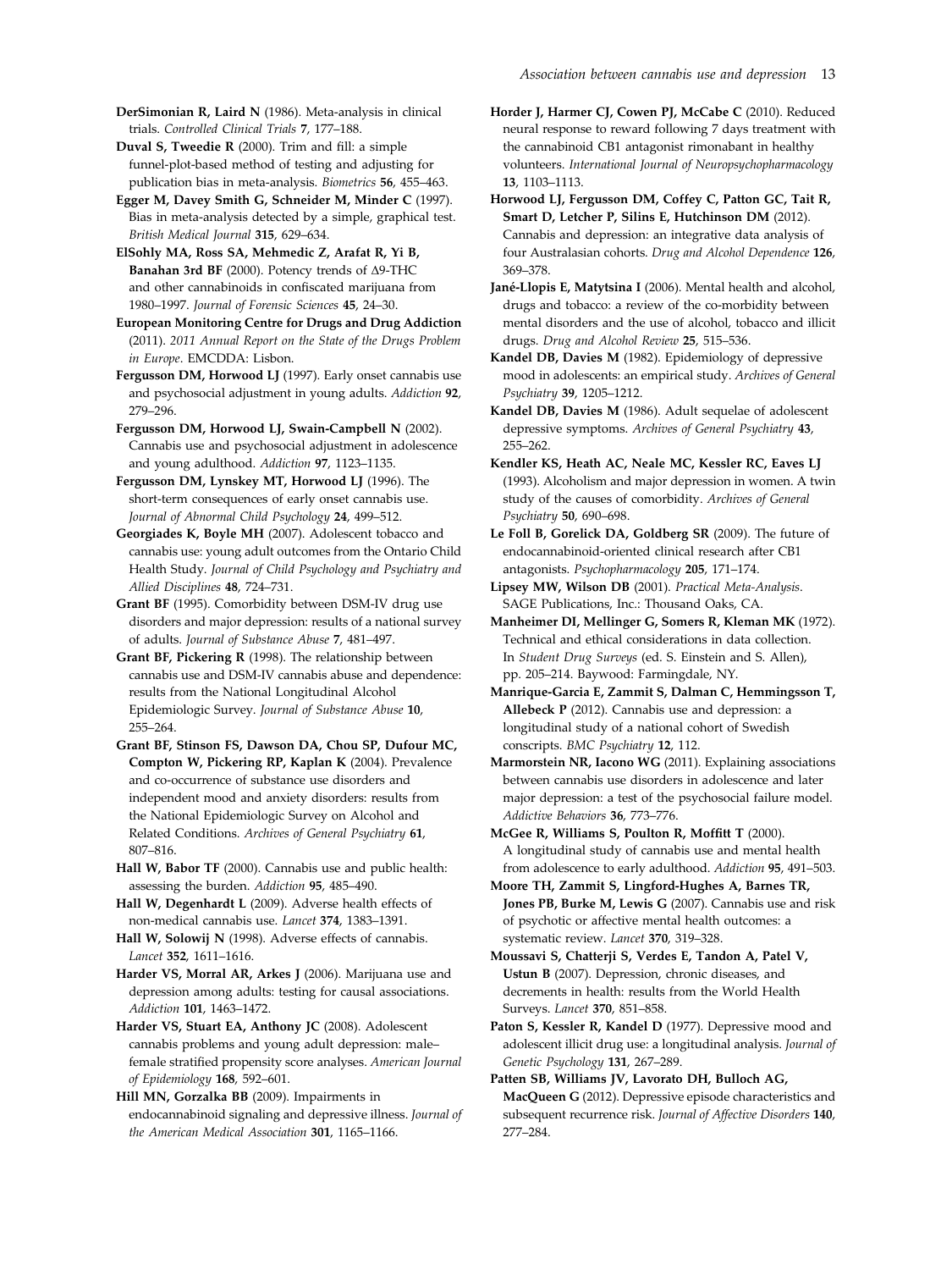**DerSimonian R, Laird N** (1986). Meta-analysis in clinical trials. *Controlled Clinical Trials* **7**, 177–188.

**Duval S, Tweedie R** (2000). Trim and fill: a simple funnel-plot-based method of testing and adjusting for publication bias in meta-analysis. *Biometrics* **56**, 455–463.

**Egger M, Davey Smith G, Schneider M, Minder C** (1997). Bias in meta-analysis detected by a simple, graphical test. *British Medical Journal* **315**, 629–634.

**ElSohly MA, Ross SA, Mehmedic Z, Arafat R, Yi B, Banahan 3rd BF** (2000). Potency trends of Δ9-THC and other cannabinoids in confiscated marijuana from 1980–1997. *Journal of Forensic Sciences* **45**, 24–30.

**European Monitoring Centre for Drugs and Drug Addiction** (2011). *2011 Annual Report on the State of the Drugs Problem in Europe*. EMCDDA: Lisbon.

**Fergusson DM, Horwood LJ** (1997). Early onset cannabis use and psychosocial adjustment in young adults. *Addiction* **92**, 279–296.

**Fergusson DM, Horwood LJ, Swain-Campbell N** (2002). Cannabis use and psychosocial adjustment in adolescence and young adulthood. *Addiction* **97**, 1123–1135.

**Fergusson DM, Lynskey MT, Horwood LJ** (1996). The short-term consequences of early onset cannabis use. *Journal of Abnormal Child Psychology* **24**, 499–512.

**Georgiades K, Boyle MH** (2007). Adolescent tobacco and cannabis use: young adult outcomes from the Ontario Child Health Study. *Journal of Child Psychology and Psychiatry and Allied Disciplines* **48**, 724–731.

**Grant BF** (1995). Comorbidity between DSM-IV drug use disorders and major depression: results of a national survey of adults. *Journal of Substance Abuse* **7**, 481–497.

**Grant BF, Pickering R** (1998). The relationship between cannabis use and DSM-IV cannabis abuse and dependence: results from the National Longitudinal Alcohol Epidemiologic Survey. *Journal of Substance Abuse* **10**, 255–264.

**Grant BF, Stinson FS, Dawson DA, Chou SP, Dufour MC, Compton W, Pickering RP, Kaplan K** (2004). Prevalence and co-occurrence of substance use disorders and independent mood and anxiety disorders: results from the National Epidemiologic Survey on Alcohol and Related Conditions. *Archives of General Psychiatry* **61**, 807–816.

**Hall W, Babor TF** (2000). Cannabis use and public health: assessing the burden. *Addiction* **95**, 485–490.

**Hall W, Degenhardt L** (2009). Adverse health effects of non-medical cannabis use. *Lancet* **374**, 1383–1391.

**Hall W, Solowij N** (1998). Adverse effects of cannabis. *Lancet* **352**, 1611–1616.

**Harder VS, Morral AR, Arkes J** (2006). Marijuana use and depression among adults: testing for causal associations. *Addiction* **101**, 1463–1472.

**Harder VS, Stuart EA, Anthony JC** (2008). Adolescent cannabis problems and young adult depression: male–female stratified propensity score analyses. *American Journal of Epidemiology* **168**, 592–601.

**Hill MN, Gorzalka BB** (2009). Impairments in endocannabinoid signaling and depressive illness. *Journal of the American Medical Association* **301**, 1165–1166.

**Horder J, Harmer CJ, Cowen PJ, McCabe C** (2010). Reduced neural response to reward following 7 days treatment with the cannabinoid CB1 antagonist rimonabant in healthy volunteers. *International Journal of Neuropsychopharmacology* **13**, 1103–1113.

**Horwood LJ, Fergusson DM, Coffey C, Patton GC, Tait R, Smart D, Letcher P, Silins E, Hutchinson DM** (2012). Cannabis and depression: an integrative data analysis of four Australasian cohorts. *Drug and Alcohol Dependence* **126**, 369–378.

**Jané-Llopis E, Matytsina I** (2006). Mental health and alcohol, drugs and tobacco: a review of the co-morbidity between mental disorders and the use of alcohol, tobacco and illicit drugs. *Drug and Alcohol Review* **25**, 515–536.

**Kandel DB, Davies M** (1982). Epidemiology of depressive mood in adolescents: an empirical study. *Archives of General Psychiatry* **39**, 1205–1212.

**Kandel DB, Davies M** (1986). Adult sequelae of adolescent depressive symptoms. *Archives of General Psychiatry* **43**, 255–262.

**Kendler KS, Heath AC, Neale MC, Kessler RC, Eaves LJ** (1993). Alcoholism and major depression in women. A twin study of the causes of comorbidity. *Archives of General Psychiatry* **50**, 690–698.

**Le Foll B, Gorelick DA, Goldberg SR** (2009). The future of endocannabinoid-oriented clinical research after CB1 antagonists. *Psychopharmacology* **205**, 171–174.

**Lipsey MW, Wilson DB** (2001). *Practical Meta-Analysis*. SAGE Publications, Inc.: Thousand Oaks, CA.

**Manheimer DI, Mellinger G, Somers R, Kleman MK** (1972). Technical and ethical considerations in data collection. In *Student Drug Surveys* (ed. S. Einstein and S. Allen), pp. 205–214. Baywood: Farmingdale, NY.

**Manrique-Garcia E, Zammit S, Dalman C, Hemmingsson T, Allebeck P** (2012). Cannabis use and depression: a longitudinal study of a national cohort of Swedish conscripts. *BMC Psychiatry* **12**, 112.

**Marmorstein NR, Iacono WG** (2011). Explaining associations between cannabis use disorders in adolescence and later major depression: a test of the psychosocial failure model. *Addictive Behaviors* **36**, 773–776.

**McGee R, Williams S, Poulton R, Moffitt T** (2000). A longitudinal study of cannabis use and mental health from adolescence to early adulthood. *Addiction* **95**, 491–503.

**Moore TH, Zammit S, Lingford-Hughes A, Barnes TR, Jones PB, Burke M, Lewis G** (2007). Cannabis use and risk of psychotic or affective mental health outcomes: a systematic review. *Lancet* **370**, 319–328.

**Moussavi S, Chatterji S, Verdes E, Tandon A, Patel V, Ustun B** (2007). Depression, chronic diseases, and decrements in health: results from the World Health Surveys. *Lancet* **370**, 851–858.

**Paton S, Kessler R, Kandel D** (1977). Depressive mood and adolescent illicit drug use: a longitudinal analysis. *Journal of Genetic Psychology* **131**, 267–289.

**Patten SB, Williams JV, Lavorato DH, Bulloch AG, MacQueen G** (2012). Depressive episode characteristics and subsequent recurrence risk. *Journal of Affective Disorders* **140**, 277–284.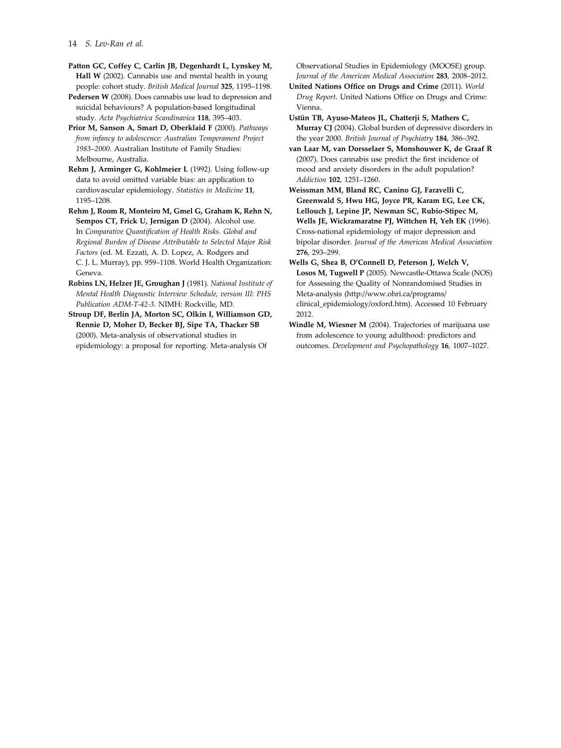**Patton GC, Coffey C, Carlin JB, Degenhardt L, Lynskey M, Hall W** (2002). Cannabis use and mental health in young people: cohort study. *British Medical Journal* **325**, 1195–1198.

**Pedersen W** (2008). Does cannabis use lead to depression and suicidal behaviours? A population-based longitudinal study. *Acta Psychiatrica Scandinavica* **118**, 395–403.

**Prior M, Sanson A, Smart D, Oberklaid F** (2000). *Pathways from infancy to adolescence: Australian Temperament Project 1983–2000*. Australian Institute of Family Studies: Melbourne, Australia.

**Rehm J, Arminger G, Kohlmeier L** (1992). Using follow-up data to avoid omitted variable bias: an application to cardiovascular epidemiology. *Statistics in Medicine* **11**, 1195–1208.

**Rehm J, Room R, Monteiro M, Gmel G, Graham K, Rehn N, Sempos CT, Frick U, Jernigan D** (2004). Alcohol use. In *Comparative Quantification of Health Risks. Global and Regional Burden of Disease Attributable to Selected Major Risk Factors* (ed. M. Ezzati, A. D. Lopez, A. Rodgers and C. J. L. Murray), pp. 959–1108. World Health Organization: Geneva.

**Robins LN, Helzer JE, Groughan J** (1981). *National Institute of Mental Health Diagnostic Interview Schedule, version III: PHS Publication ADM-T-42-3*. NIMH: Rockville, MD.

**Stroup DF, Berlin JA, Morton SC, Olkin I, Williamson GD, Rennie D, Moher D, Becker BJ, Sipe TA, Thacker SB** (2000). Meta-analysis of observational studies in epidemiology: a proposal for reporting. Meta-analysis Of Observational Studies in Epidemiology (MOOSE) group. *Journal of the American Medical Association* **283**, 2008–2012.

**United Nations Office on Drugs and Crime** (2011). *World Drug Report*. United Nations Office on Drugs and Crime: Vienna.

**Ustün TB, Ayuso-Mateos JL, Chatterji S, Mathers C, Murray CJ** (2004). Global burden of depressive disorders in the year 2000. *British Journal of Psychiatry* **184**, 386–392.

**van Laar M, van Dorsselaer S, Monshouwer K, de Graaf R** (2007). Does cannabis use predict the first incidence of mood and anxiety disorders in the adult population? *Addiction* **102**, 1251–1260.

**Weissman MM, Bland RC, Canino GJ, Faravelli C, Greenwald S, Hwu HG, Joyce PR, Karam EG, Lee CK, Lellouch J, Lepine JP, Newman SC, Rubio-Stipec M, Wells JE, Wickramaratne PJ, Wittchen H, Yeh EK** (1996). Cross-national epidemiology of major depression and bipolar disorder. *Journal of the American Medical Association* **276**, 293–299.

**Wells G, Shea B, O'Connell D, Peterson J, Welch V, Losos M, Tugwell P** (2005). Newcastle-Ottawa Scale (NOS) for Assessing the Quality of Nonrandomised Studies in Meta-analysis (http://www.ohri.ca/programs/clinical_epidemiology/oxford.htm). Accessed 10 February 2012.

**Windle M, Wiesner M** (2004). Trajectories of marijuana use from adolescence to young adulthood: predictors and outcomes. *Development and Psychopathology* **16**, 1007–1027.